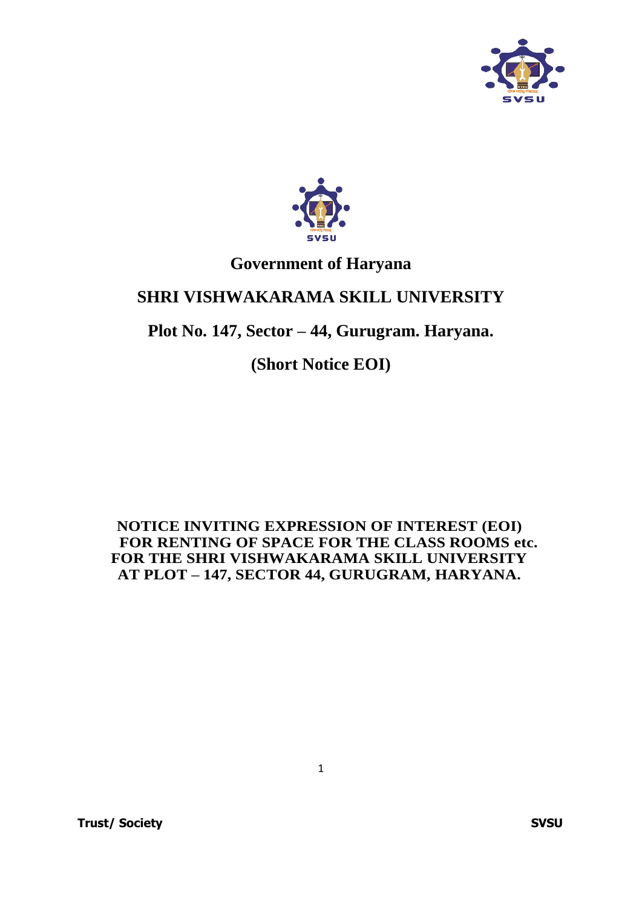# Government of Haryana

# SHRI VISHWAKARAMA SKILL UNIVERSITY

## Plot No. 147, Sector – 44, Gurugram. Haryana.

## (Short Notice EOI)

**NOTICE INVITING EXPRESSION OF INTEREST (EOI) FOR RENTING OF SPACE FOR THE CLASS ROOMS etc. FOR THE SHRI VISHWAKARAMA SKILL UNIVERSITY AT PLOT – 147, SECTOR 44, GURUGRAM, HARYANA.**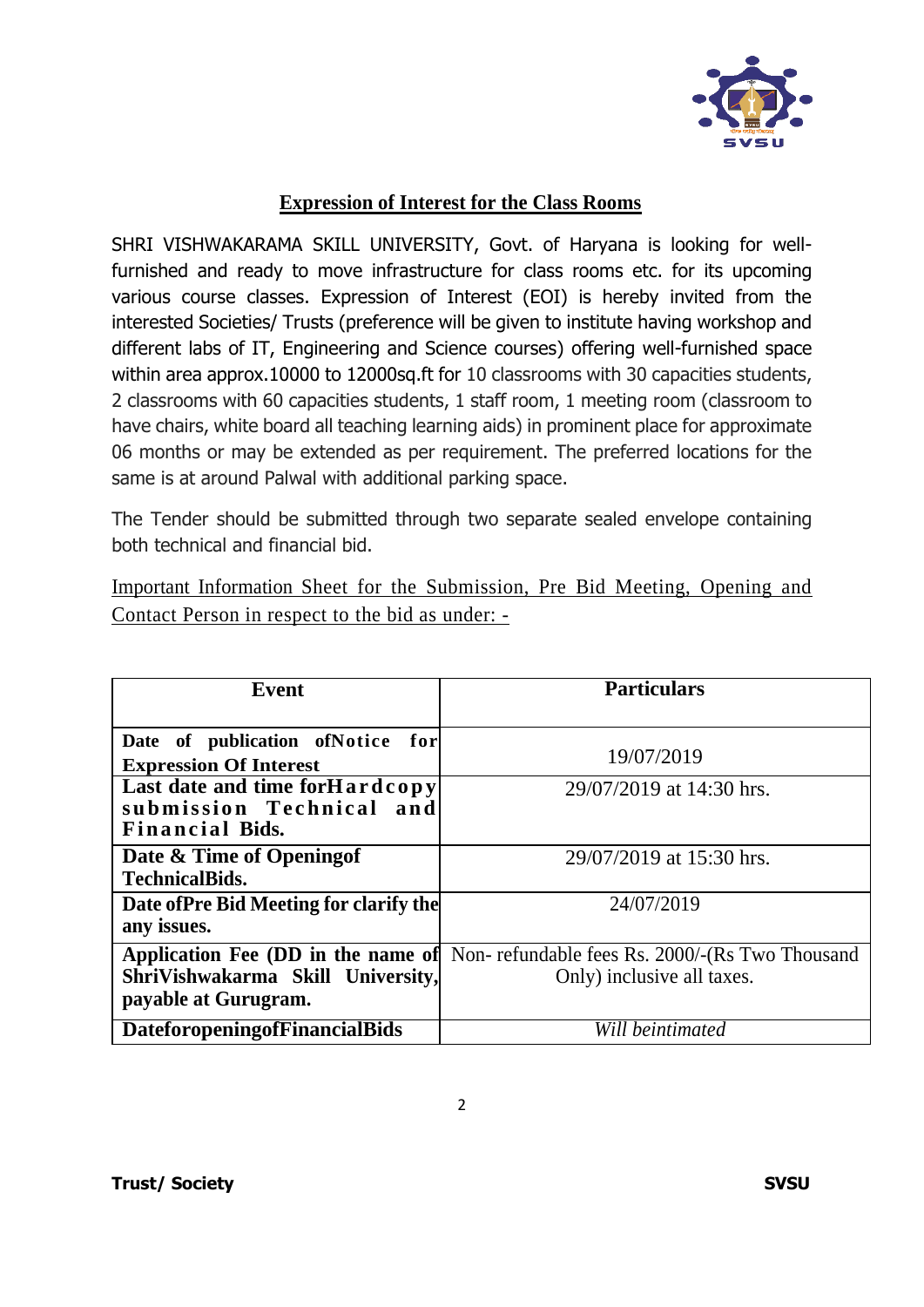## Expression of Interest for the Class Rooms

SHRI VISHWAKARAMA SKILL UNIVERSITY, Govt. of Haryana is looking for well-furnished and ready to move infrastructure for class rooms etc. for its upcoming various course classes. Expression of Interest (EOI) is hereby invited from the interested Societies/ Trusts (preference will be given to institute having workshop and different labs of IT, Engineering and Science courses) offering well-furnished space within area approx.10000 to 12000sq.ft for 10 classrooms with 30 capacities students, 2 classrooms with 60 capacities students, 1 staff room, 1 meeting room (classroom to have chairs, white board all teaching learning aids) in prominent place for approximate 06 months or may be extended as per requirement. The preferred locations for the same is at around Palwal with additional parking space.

The Tender should be submitted through two separate sealed envelope containing both technical and financial bid.

Important Information Sheet for the Submission, Pre Bid Meeting, Opening and Contact Person in respect to the bid as under: -

| Event | Particulars |
|---|---|
| **Date of publication ofNotice for Expression Of Interest** | 19/07/2019 |
| **Last date and time forHardcopy submission Technical and Financial Bids.** | 29/07/2019 at 14:30 hrs. |
| **Date & Time of Openingof TechnicalBids.** | 29/07/2019 at 15:30 hrs. |
| **Date ofPre Bid Meeting for clarify the any issues.** | 24/07/2019 |
| **Application Fee (DD in the name of ShriVishwakarma Skill University, payable at Gurugram.** | Non- refundable fees Rs. 2000/-(Rs Two Thousand Only) inclusive all taxes. |
| **DateforopeningofFinancialBids** | *Will beintimated* |

**Trust/ Society** **SVSU**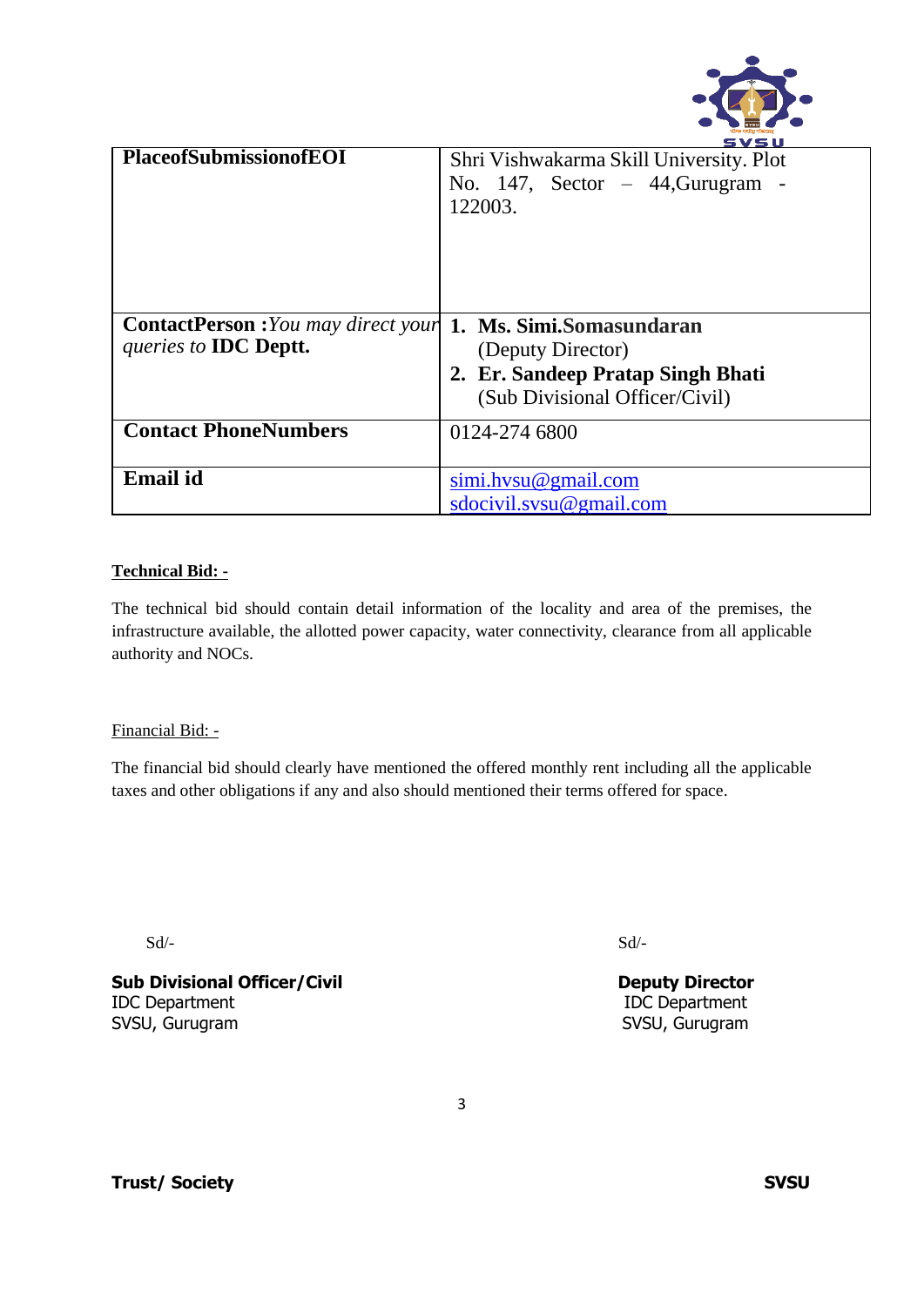| **PlaceofSubmissionofEOI** | Shri Vishwakarma Skill University. Plot No. 147, Sector – 44,Gurugram - 122003. |
|---|---|
| **ContactPerson :***You may direct your queries to* **IDC Deptt.** | 1. **Ms. Simi.Somasundaran** (Deputy Director) 2. **Er. Sandeep Pratap Singh Bhati** (Sub Divisional Officer/Civil) |
| **Contact PhoneNumbers** | 0124-274 6800 |
| **Email id** | simi.hvsu@gmail.com sdocivil.svsu@gmail.com |

**Technical Bid: -**

The technical bid should contain detail information of the locality and area of the premises, the infrastructure available, the allotted power capacity, water connectivity, clearance from all applicable authority and NOCs.

Financial Bid: -

The financial bid should clearly have mentioned the offered monthly rent including all the applicable taxes and other obligations if any and also should mentioned their terms offered for space.

Sd/-

**Sub Divisional Officer/Civil**
IDC Department
SVSU, Gurugram

Sd/-

**Deputy Director**
IDC Department
SVSU, Gurugram

**Trust/ Society** **SVSU**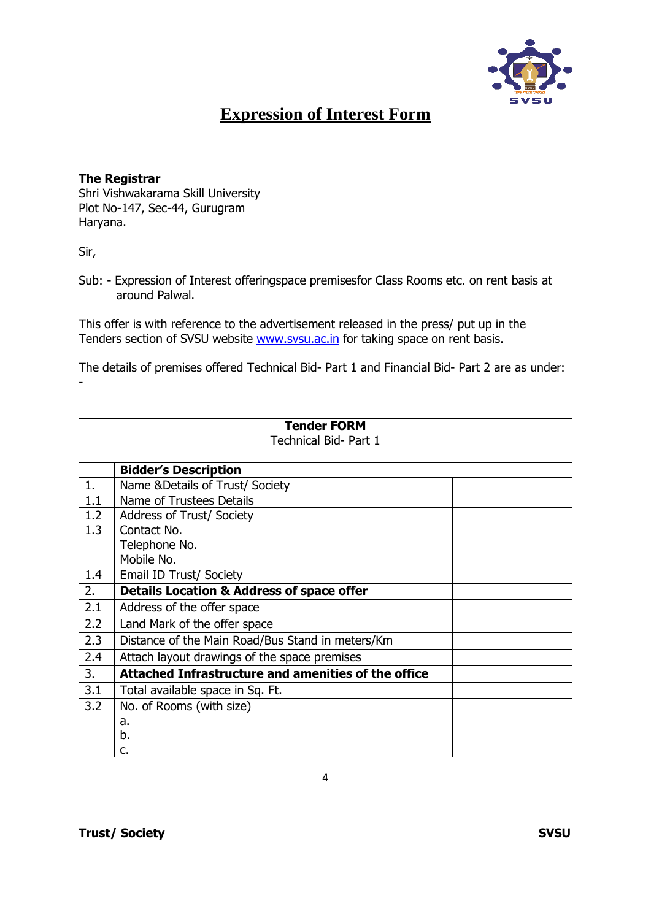# Expression of Interest Form

**The Registrar**
Shri Vishwakarama Skill University
Plot No-147, Sec-44, Gurugram
Haryana.

Sir,

Sub: - Expression of Interest offeringspace premisesfor Class Rooms etc. on rent basis at around Palwal.

This offer is with reference to the advertisement released in the press/ put up in the Tenders section of SVSU website www.svsu.ac.in for taking space on rent basis.

The details of premises offered Technical Bid- Part 1 and Financial Bid- Part 2 are as under: -

| **Tender FORM**<br>Technical Bid- Part 1 | | |
|---|---|---|
| | **Bidder's Description** | |
| 1. | Name &Details of Trust/ Society | |
| 1.1 | Name of Trustees Details | |
| 1.2 | Address of Trust/ Society | |
| 1.3 | Contact No.<br>Telephone No.<br>Mobile No. | |
| 1.4 | Email ID Trust/ Society | |
| 2. | **Details Location & Address of space offer** | |
| 2.1 | Address of the offer space | |
| 2.2 | Land Mark of the offer space | |
| 2.3 | Distance of the Main Road/Bus Stand in meters/Km | |
| 2.4 | Attach layout drawings of the space premises | |
| 3. | **Attached Infrastructure and amenities of the office** | |
| 3.1 | Total available space in Sq. Ft. | |
| 3.2 | No. of Rooms (with size)<br>a.<br>b.<br>c. | |

**Trust/ Society** **SVSU**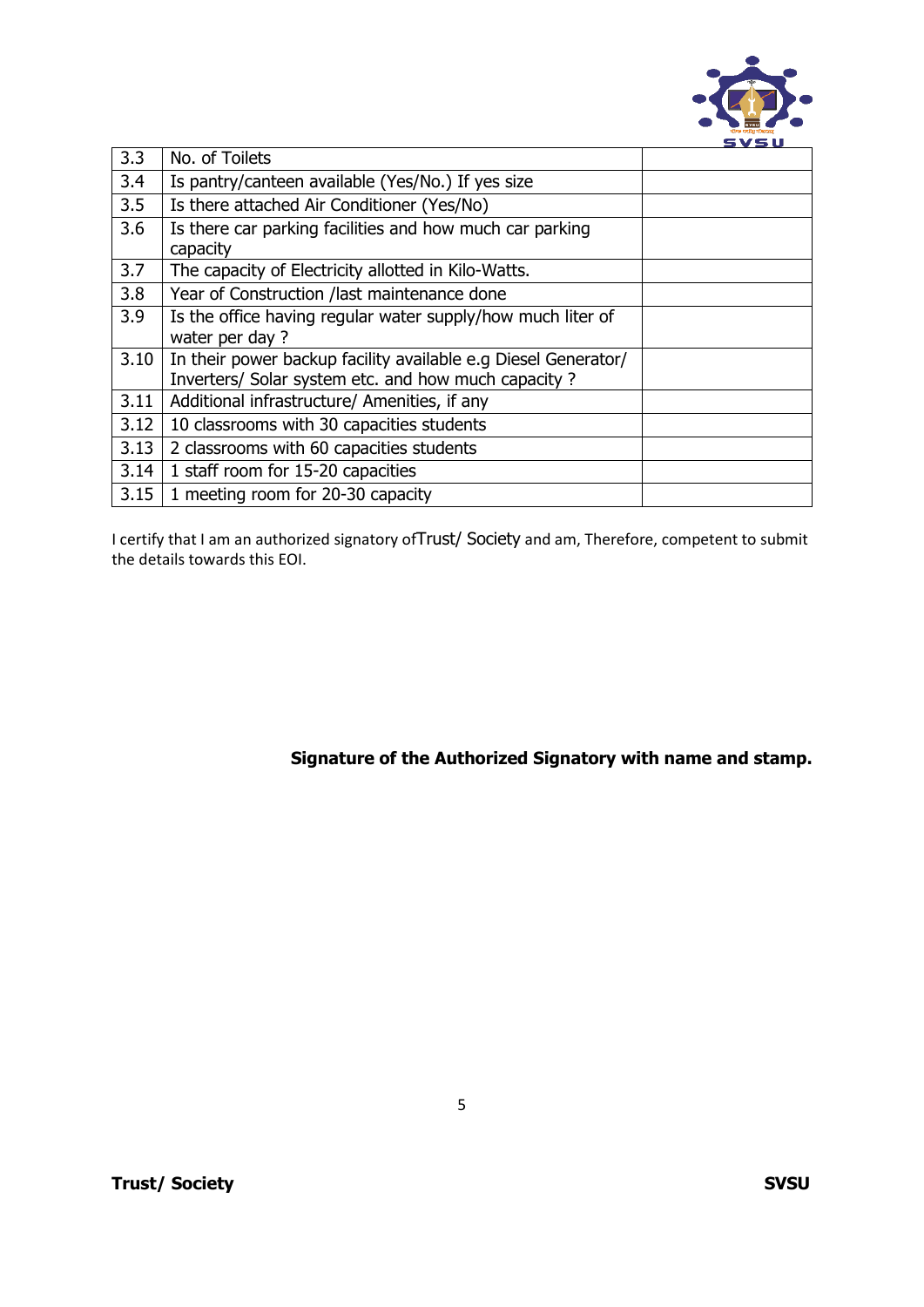| 3.3 | No. of Toilets | |
|---|---|---|
| 3.4 | Is pantry/canteen available (Yes/No.) If yes size | |
| 3.5 | Is there attached Air Conditioner (Yes/No) | |
| 3.6 | Is there car parking facilities and how much car parking capacity | |
| 3.7 | The capacity of Electricity allotted in Kilo-Watts. | |
| 3.8 | Year of Construction /last maintenance done | |
| 3.9 | Is the office having regular water supply/how much liter of water per day ? | |
| 3.10 | In their power backup facility available e.g Diesel Generator/ Inverters/ Solar system etc. and how much capacity ? | |
| 3.11 | Additional infrastructure/ Amenities, if any | |
| 3.12 | 10 classrooms with 30 capacities students | |
| 3.13 | 2 classrooms with 60 capacities students | |
| 3.14 | 1 staff room for 15-20 capacities | |
| 3.15 | 1 meeting room for 20-30 capacity | |

I certify that I am an authorized signatory ofTrust/ Society and am, Therefore, competent to submit the details towards this EOI.

**Signature of the Authorized Signatory with name and stamp.**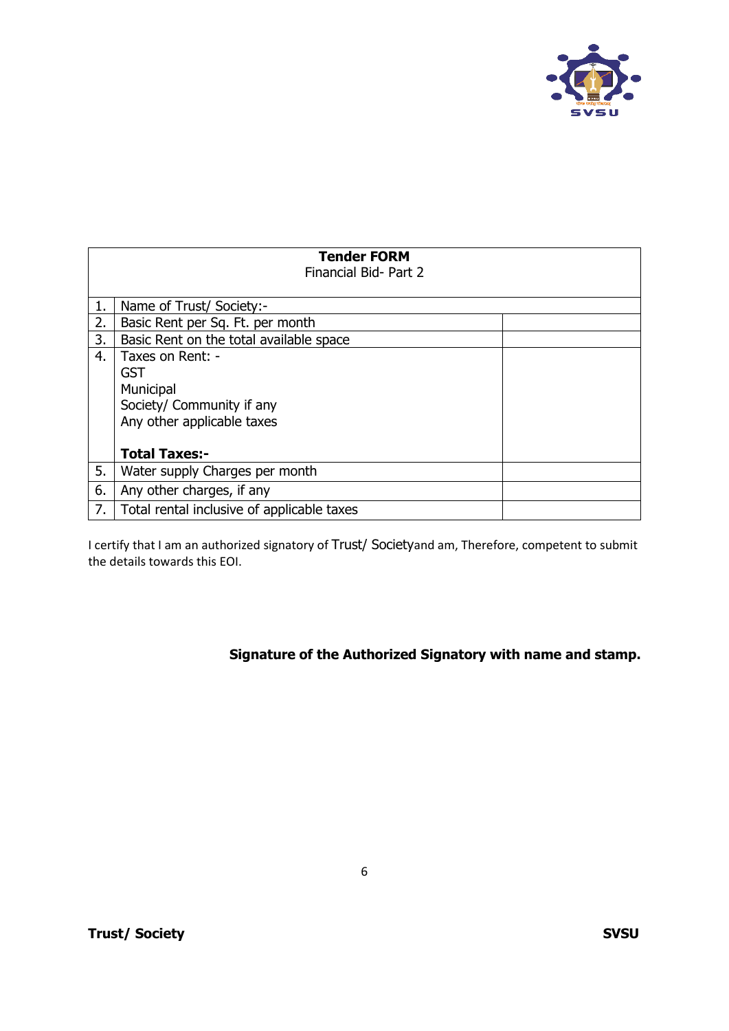| **Tender FORM**<br>Financial Bid- Part 2 | | |
|---|---|---|
| 1. | Name of Trust/ Society:- | |
| 2. | Basic Rent per Sq. Ft. per month | |
| 3. | Basic Rent on the total available space | |
| 4. | Taxes on Rent: -<br>GST<br>Municipal<br>Society/ Community if any<br>Any other applicable taxes<br><br>**Total Taxes:-** | |
| 5. | Water supply Charges per month | |
| 6. | Any other charges, if any | |
| 7. | Total rental inclusive of applicable taxes | |

I certify that I am an authorized signatory of Trust/ Societyand am, Therefore, competent to submit the details towards this EOI.

**Signature of the Authorized Signatory with name and stamp.**

**Trust/ Society** **SVSU**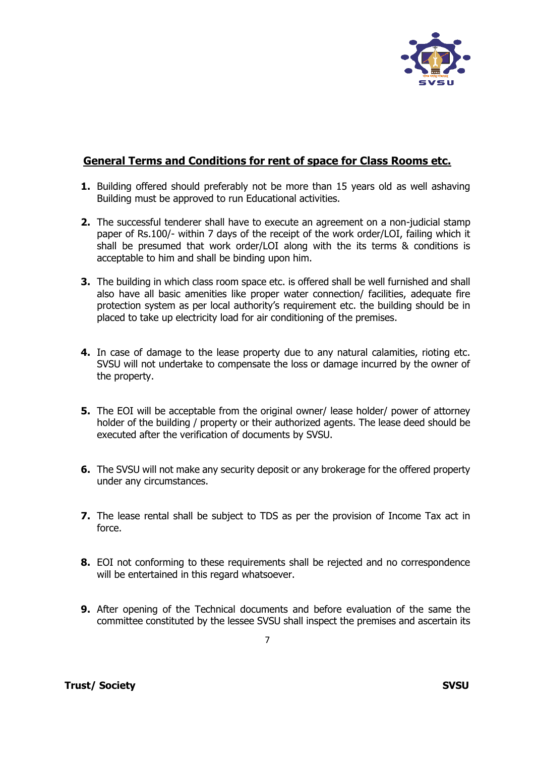## General Terms and Conditions for rent of space for Class Rooms etc.

1. Building offered should preferably not be more than 15 years old as well ashaving Building must be approved to run Educational activities.

2. The successful tenderer shall have to execute an agreement on a non-judicial stamp paper of Rs.100/- within 7 days of the receipt of the work order/LOI, failing which it shall be presumed that work order/LOI along with the its terms & conditions is acceptable to him and shall be binding upon him.

3. The building in which class room space etc. is offered shall be well furnished and shall also have all basic amenities like proper water connection/ facilities, adequate fire protection system as per local authority's requirement etc. the building should be in placed to take up electricity load for air conditioning of the premises.

4. In case of damage to the lease property due to any natural calamities, rioting etc. SVSU will not undertake to compensate the loss or damage incurred by the owner of the property.

5. The EOI will be acceptable from the original owner/ lease holder/ power of attorney holder of the building / property or their authorized agents. The lease deed should be executed after the verification of documents by SVSU.

6. The SVSU will not make any security deposit or any brokerage for the offered property under any circumstances.

7. The lease rental shall be subject to TDS as per the provision of Income Tax act in force.

8. EOI not conforming to these requirements shall be rejected and no correspondence will be entertained in this regard whatsoever.

9. After opening of the Technical documents and before evaluation of the same the committee constituted by the lessee SVSU shall inspect the premises and ascertain its

**Trust/ Society** **SVSU**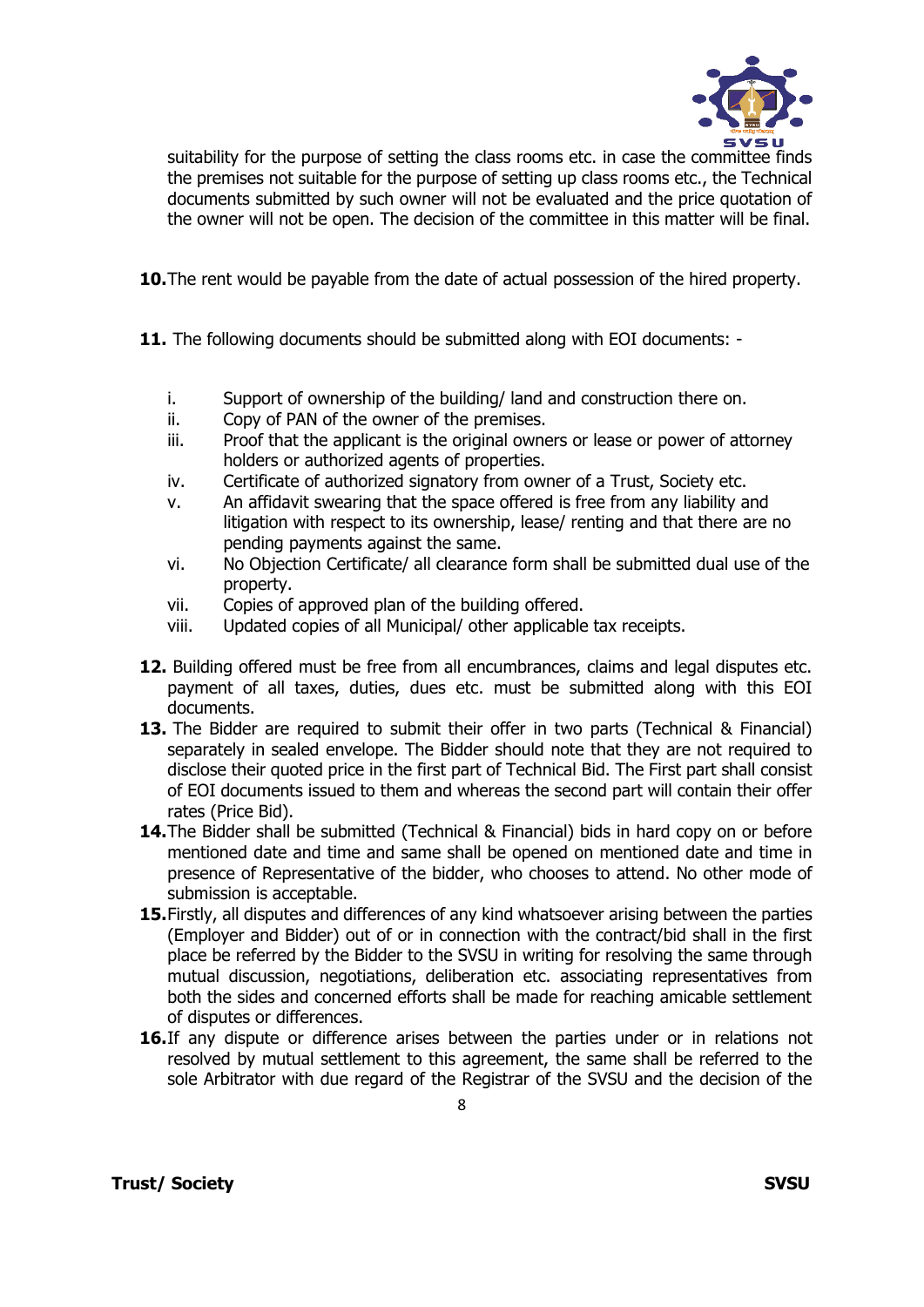suitability for the purpose of setting the class rooms etc. in case the committee finds the premises not suitable for the purpose of setting up class rooms etc., the Technical documents submitted by such owner will not be evaluated and the price quotation of the owner will not be open. The decision of the committee in this matter will be final.

**10.** The rent would be payable from the date of actual possession of the hired property.

**11.** The following documents should be submitted along with EOI documents: -

i. Support of ownership of the building/ land and construction there on.
ii. Copy of PAN of the owner of the premises.
iii. Proof that the applicant is the original owners or lease or power of attorney holders or authorized agents of properties.
iv. Certificate of authorized signatory from owner of a Trust, Society etc.
v. An affidavit swearing that the space offered is free from any liability and litigation with respect to its ownership, lease/ renting and that there are no pending payments against the same.
vi. No Objection Certificate/ all clearance form shall be submitted dual use of the property.
vii. Copies of approved plan of the building offered.
viii. Updated copies of all Municipal/ other applicable tax receipts.

**12.** Building offered must be free from all encumbrances, claims and legal disputes etc. payment of all taxes, duties, dues etc. must be submitted along with this EOI documents.

**13.** The Bidder are required to submit their offer in two parts (Technical & Financial) separately in sealed envelope. The Bidder should note that they are not required to disclose their quoted price in the first part of Technical Bid. The First part shall consist of EOI documents issued to them and whereas the second part will contain their offer rates (Price Bid).

**14.** The Bidder shall be submitted (Technical & Financial) bids in hard copy on or before mentioned date and time and same shall be opened on mentioned date and time in presence of Representative of the bidder, who chooses to attend. No other mode of submission is acceptable.

**15.** Firstly, all disputes and differences of any kind whatsoever arising between the parties (Employer and Bidder) out of or in connection with the contract/bid shall in the first place be referred by the Bidder to the SVSU in writing for resolving the same through mutual discussion, negotiations, deliberation etc. associating representatives from both the sides and concerned efforts shall be made for reaching amicable settlement of disputes or differences.

**16.** If any dispute or difference arises between the parties under or in relations not resolved by mutual settlement to this agreement, the same shall be referred to the sole Arbitrator with due regard of the Registrar of the SVSU and the decision of the

**Trust/ Society** **SVSU**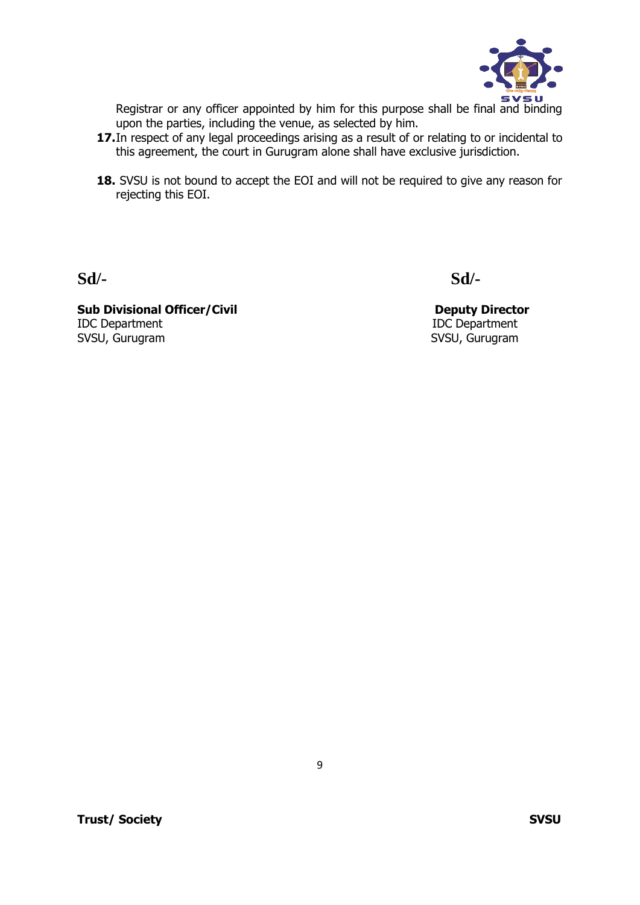Registrar or any officer appointed by him for this purpose shall be final and binding upon the parties, including the venue, as selected by him.

17. In respect of any legal proceedings arising as a result of or relating to or incidental to this agreement, the court in Gurugram alone shall have exclusive jurisdiction.

18. SVSU is not bound to accept the EOI and will not be required to give any reason for rejecting this EOI.

**Sd/-**

**Sub Divisional Officer/Civil**
IDC Department
SVSU, Gurugram

**Sd/-**

**Deputy Director**
IDC Department
SVSU, Gurugram

**Trust/ Society** **SVSU**